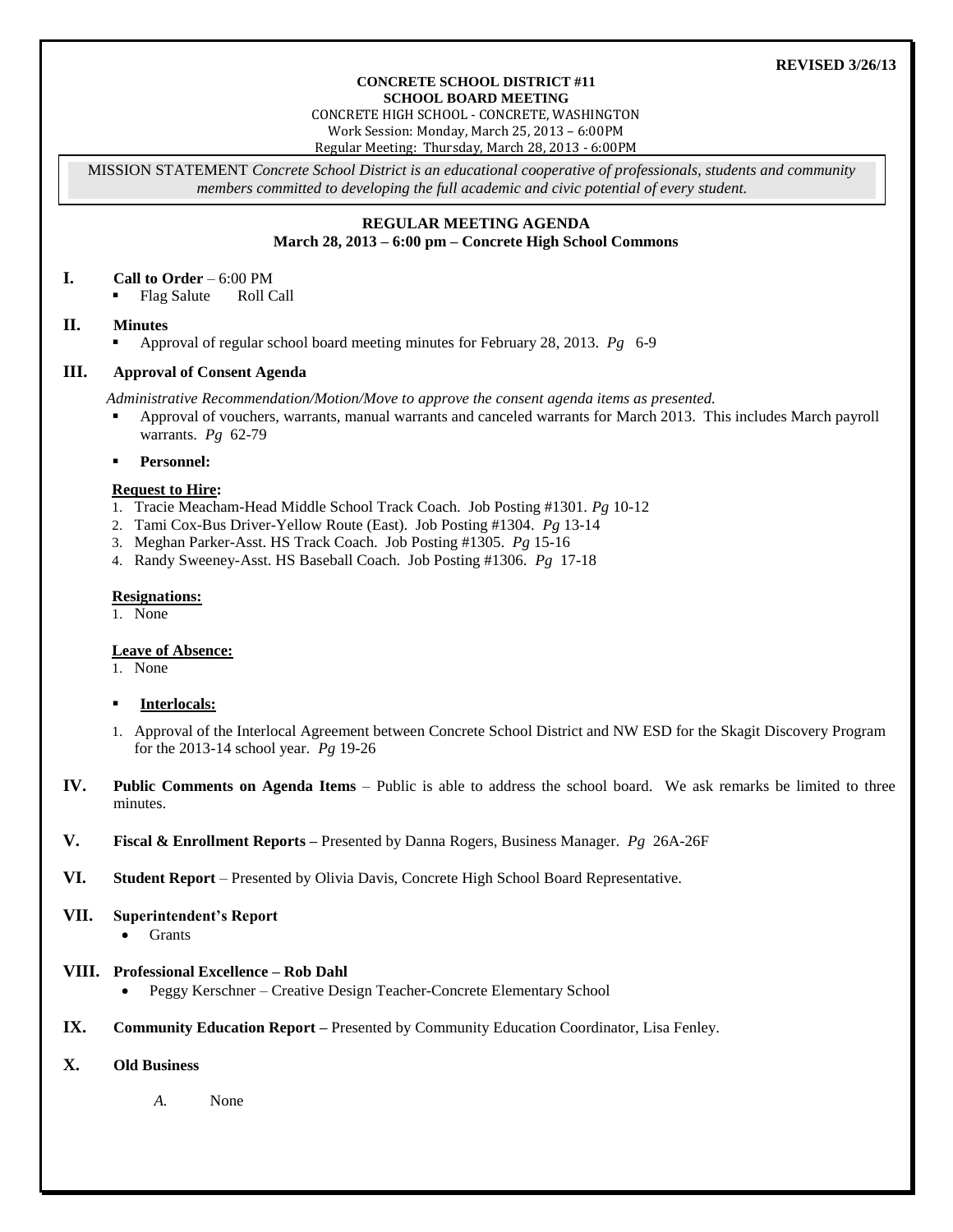**REVISED 3/26/13**

**CONCRETE SCHOOL DISTRICT #11**
**SCHOOL BOARD MEETING**
CONCRETE HIGH SCHOOL - CONCRETE, WASHINGTON
Work Session: Monday, March 25, 2013 – 6:00PM
Regular Meeting: Thursday, March 28, 2013 - 6:00PM

MISSION STATEMENT *Concrete School District is an educational cooperative of professionals, students and community members committed to developing the full academic and civic potential of every student.*

**REGULAR MEETING AGENDA**
**March 28, 2013 – 6:00 pm – Concrete High School Commons**

**I. Call to Order** – 6:00 PM

- Flag Salute  Roll Call

**II. Minutes**

- Approval of regular school board meeting minutes for February 28, 2013. *Pg* 6-9

**III. Approval of Consent Agenda**

*Administrative Recommendation/Motion/Move to approve the consent agenda items as presented.*

- Approval of vouchers, warrants, manual warrants and canceled warrants for March 2013. This includes March payroll warrants. *Pg* 62-79
- **Personnel:**

**Request to Hire:**

1. Tracie Meacham-Head Middle School Track Coach. Job Posting #1301. *Pg* 10-12
2. Tami Cox-Bus Driver-Yellow Route (East). Job Posting #1304. *Pg* 13-14
3. Meghan Parker-Asst. HS Track Coach. Job Posting #1305. *Pg* 15-16
4. Randy Sweeney-Asst. HS Baseball Coach. Job Posting #1306. *Pg* 17-18

**Resignations:**

1. None

**Leave of Absence:**

1. None

- **Interlocals:**

1. Approval of the Interlocal Agreement between Concrete School District and NW ESD for the Skagit Discovery Program for the 2013-14 school year. *Pg* 19-26

**IV. Public Comments on Agenda Items** – Public is able to address the school board. We ask remarks be limited to three minutes.

**V. Fiscal & Enrollment Reports –** Presented by Danna Rogers, Business Manager. *Pg* 26A-26F

**VI. Student Report** – Presented by Olivia Davis, Concrete High School Board Representative.

**VII. Superintendent's Report**

- Grants

**VIII. Professional Excellence – Rob Dahl**

- Peggy Kerschner – Creative Design Teacher-Concrete Elementary School

**IX. Community Education Report –** Presented by Community Education Coordinator, Lisa Fenley.

**X. Old Business**

*A.* None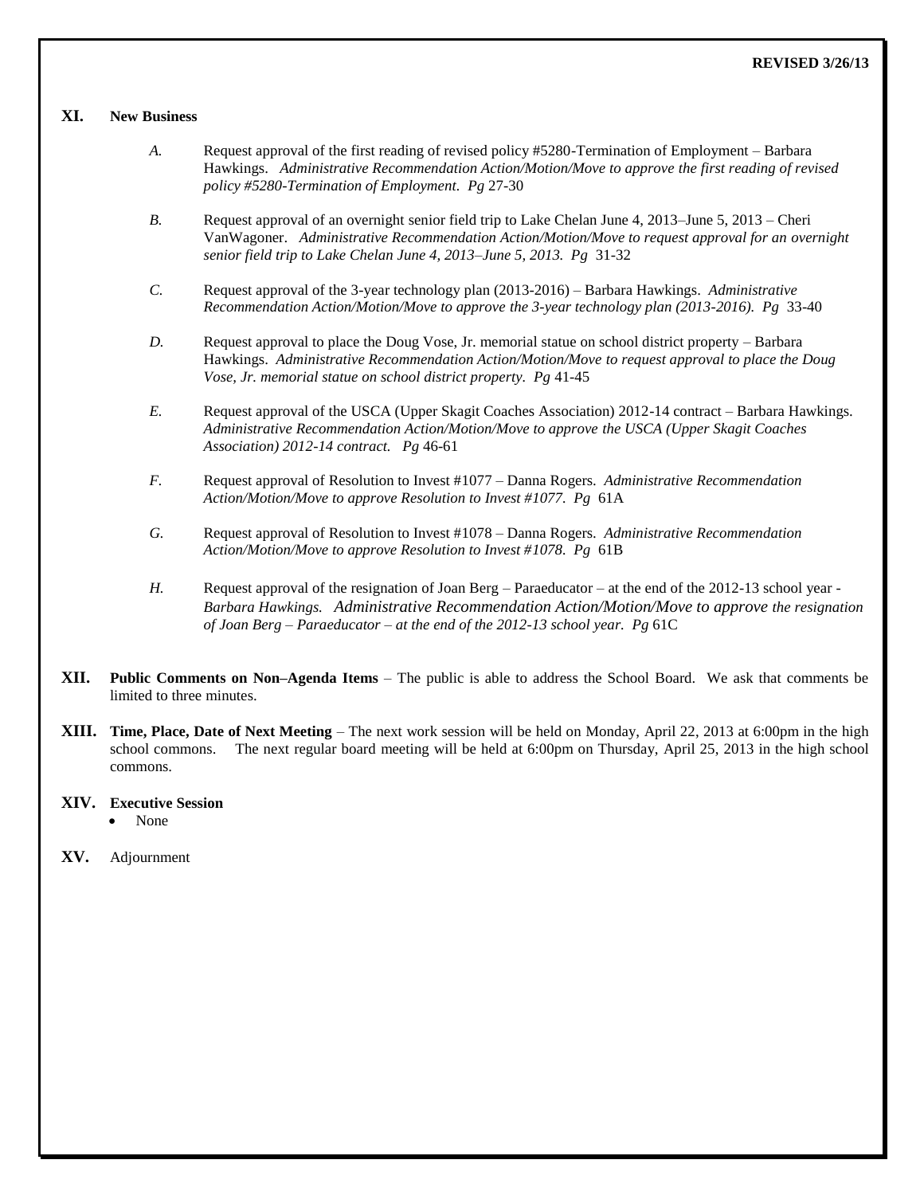**REVISED 3/26/13**

**XI. New Business**

*A.* Request approval of the first reading of revised policy #5280-Termination of Employment – Barbara Hawkings. *Administrative Recommendation Action/Motion/Move to approve the first reading of revised policy #5280-Termination of Employment. Pg* 27-30

*B.* Request approval of an overnight senior field trip to Lake Chelan June 4, 2013–June 5, 2013 – Cheri VanWagoner. *Administrative Recommendation Action/Motion/Move to request approval for an overnight senior field trip to Lake Chelan June 4, 2013–June 5, 2013. Pg* 31-32

*C.* Request approval of the 3-year technology plan (2013-2016) – Barbara Hawkings. *Administrative Recommendation Action/Motion/Move to approve the 3-year technology plan (2013-2016). Pg* 33-40

*D.* Request approval to place the Doug Vose, Jr. memorial statue on school district property – Barbara Hawkings. *Administrative Recommendation Action/Motion/Move to request approval to place the Doug Vose, Jr. memorial statue on school district property. Pg* 41-45

*E.* Request approval of the USCA (Upper Skagit Coaches Association) 2012-14 contract – Barbara Hawkings. *Administrative Recommendation Action/Motion/Move to approve the USCA (Upper Skagit Coaches Association) 2012-14 contract. Pg* 46-61

*F.* Request approval of Resolution to Invest #1077 – Danna Rogers. *Administrative Recommendation Action/Motion/Move to approve Resolution to Invest #1077. Pg* 61A

*G.* Request approval of Resolution to Invest #1078 – Danna Rogers. *Administrative Recommendation Action/Motion/Move to approve Resolution to Invest #1078. Pg* 61B

*H.* Request approval of the resignation of Joan Berg – Paraeducator – at the end of the 2012-13 school year - *Barbara Hawkings. Administrative Recommendation Action/Motion/Move to approve the resignation of Joan Berg – Paraeducator – at the end of the 2012-13 school year. Pg* 61C

**XII. Public Comments on Non–Agenda Items** – The public is able to address the School Board. We ask that comments be limited to three minutes.

**XIII. Time, Place, Date of Next Meeting** – The next work session will be held on Monday, April 22, 2013 at 6:00pm in the high school commons. The next regular board meeting will be held at 6:00pm on Thursday, April 25, 2013 in the high school commons.

**XIV. Executive Session**

- None

**XV.** Adjournment